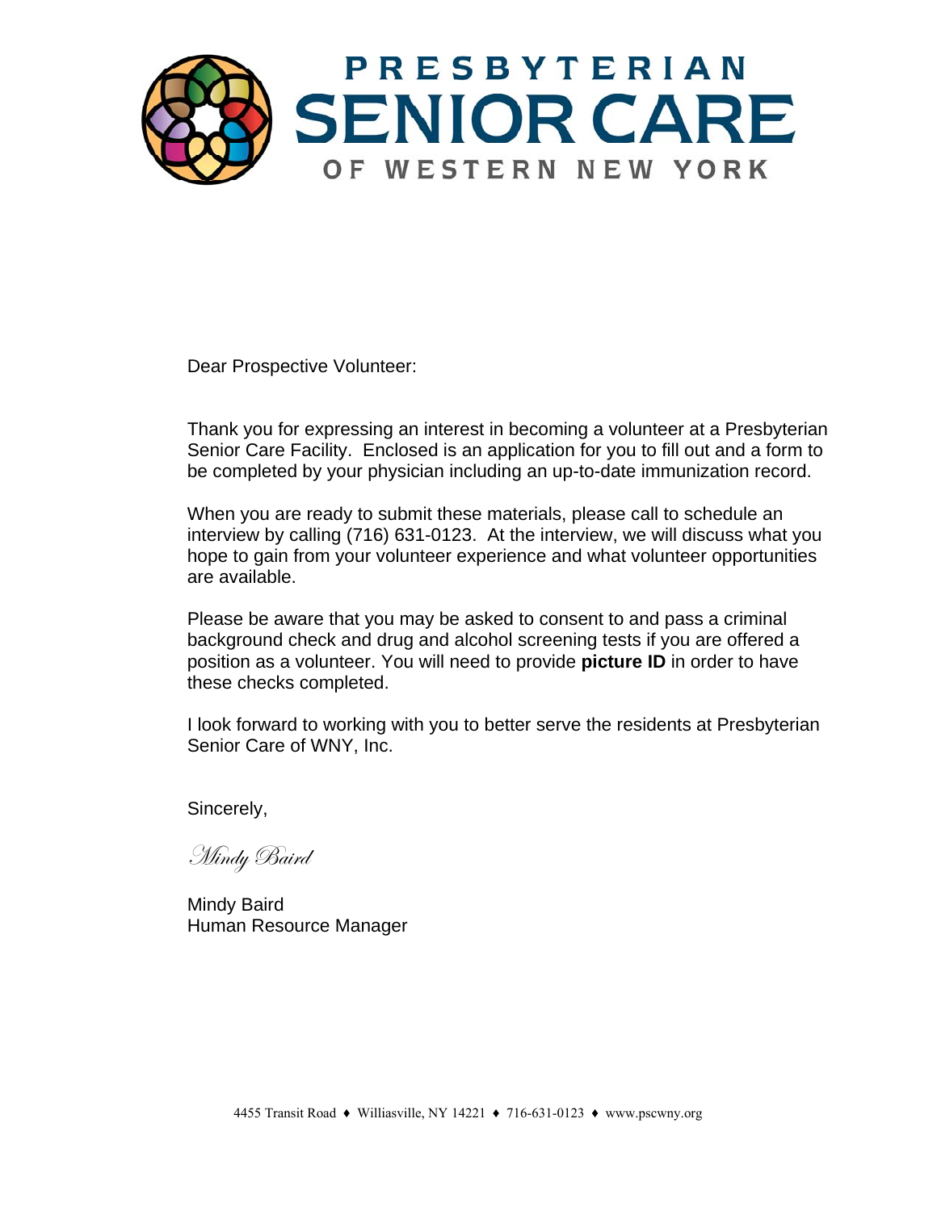# PRESBYTERIAN SENIOR CARE OF WESTERN NEW YORK

Dear Prospective Volunteer:

Thank you for expressing an interest in becoming a volunteer at a Presbyterian Senior Care Facility. Enclosed is an application for you to fill out and a form to be completed by your physician including an up-to-date immunization record.

When you are ready to submit these materials, please call to schedule an interview by calling (716) 631-0123. At the interview, we will discuss what you hope to gain from your volunteer experience and what volunteer opportunities are available.

Please be aware that you may be asked to consent to and pass a criminal background check and drug and alcohol screening tests if you are offered a position as a volunteer. You will need to provide **picture ID** in order to have these checks completed.

I look forward to working with you to better serve the residents at Presbyterian Senior Care of WNY, Inc.

Sincerely,

*Mindy Baird*

Mindy Baird
Human Resource Manager

4455 Transit Road ♦ Williasville, NY 14221 ♦ 716-631-0123 ♦ www.pscwny.org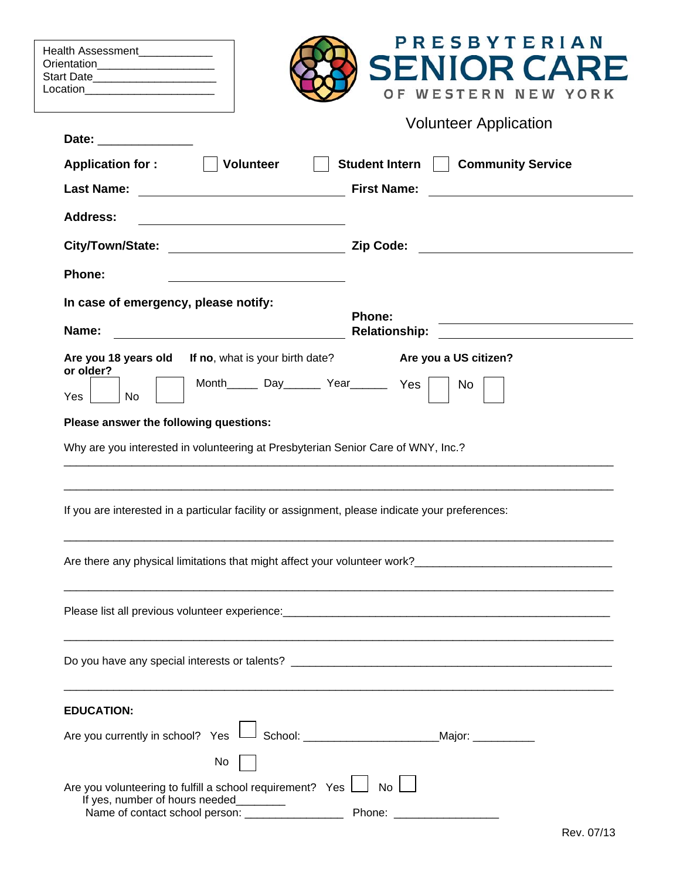Health Assessment____________
Orientation___________________
Start Date____________________
Location_____________________

PRESBYTERIAN SENIOR CARE OF WESTERN NEW YORK

Volunteer Application

**Date:** ______________

**Application for :** ☐ **Volunteer** ☐ **Student Intern** ☐ **Community Service**

**Last Name:** ____________________ **First Name:** ____________________

**Address:** ____________________

**City/Town/State:** ____________________ **Zip Code:** ____________________

**Phone:** ____________________

**In case of emergency, please notify:**

**Name:** ____________________ **Phone:** ____________________ **Relationship:** ____________________

**Are you 18 years old or older?** Yes ☐ No ☐

**If no**, what is your birth date? Month_____ Day______ Year______

**Are you a US citizen?** Yes ☐ No ☐

**Please answer the following questions:**

Why are you interested in volunteering at Presbyterian Senior Care of WNY, Inc.?

______________________________________________________________________________

______________________________________________________________________________

If you are interested in a particular facility or assignment, please indicate your preferences:

______________________________________________________________________________

Are there any physical limitations that might affect your volunteer work?_______________________________

______________________________________________________________________________

Please list all previous volunteer experience:_____________________________________________________

______________________________________________________________________________

Do you have any special interests or talents? ____________________________________________________

______________________________________________________________________________

**EDUCATION:**

Are you currently in school? Yes ☐ School: ____________________Major: __________

No ☐

Are you volunteering to fulfill a school requirement? Yes ☐ No ☐

If yes, number of hours needed________

Name of contact school person: ________________ Phone: ________________

Rev. 07/13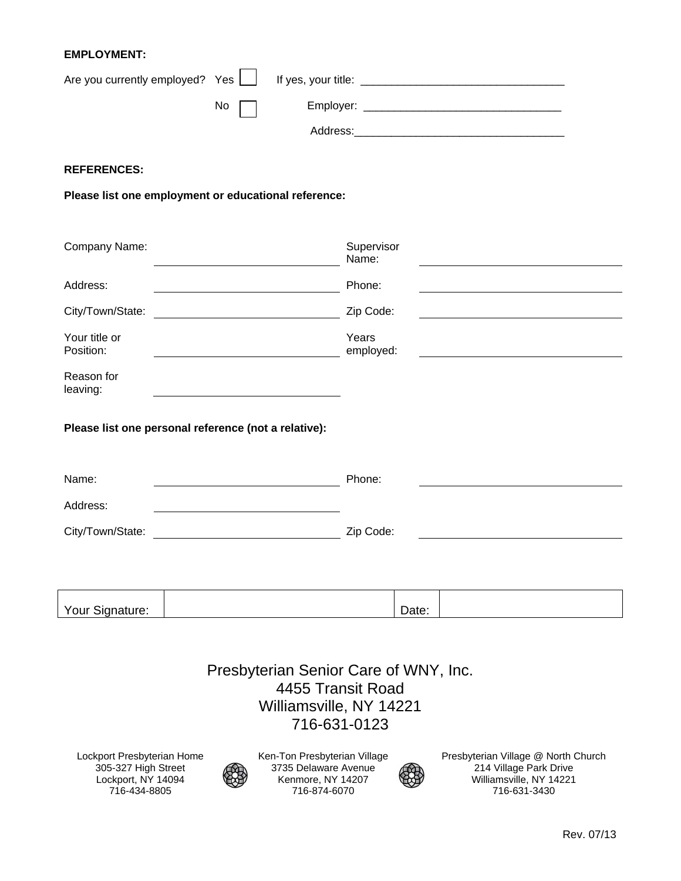**EMPLOYMENT:**

Are you currently employed? Yes ☐ No ☐

If yes, your title: ________________________________

Employer: ________________________________

Address: ________________________________

**REFERENCES:**

**Please list one employment or educational reference:**

| | | | |
|---|---|---|---|
| Company Name: | | Supervisor Name: | |
| Address: | | Phone: | |
| City/Town/State: | | Zip Code: | |
| Your title or Position: | | Years employed: | |
| Reason for leaving: | | | |

**Please list one personal reference (not a relative):**

| | | | |
|---|---|---|---|
| Name: | | Phone: | |
| Address: | | | |
| City/Town/State: | | Zip Code: | |

| Your Signature: | | Date: | |
|---|---|---|---|

Presbyterian Senior Care of WNY, Inc.
4455 Transit Road
Williamsville, NY 14221
716-631-0123

Lockport Presbyterian Home
305-327 High Street
Lockport, NY 14094
716-434-8805

Ken-Ton Presbyterian Village
3735 Delaware Avenue
Kenmore, NY 14207
716-874-6070

Presbyterian Village @ North Church
214 Village Park Drive
Williamsville, NY 14221
716-631-3430

Rev. 07/13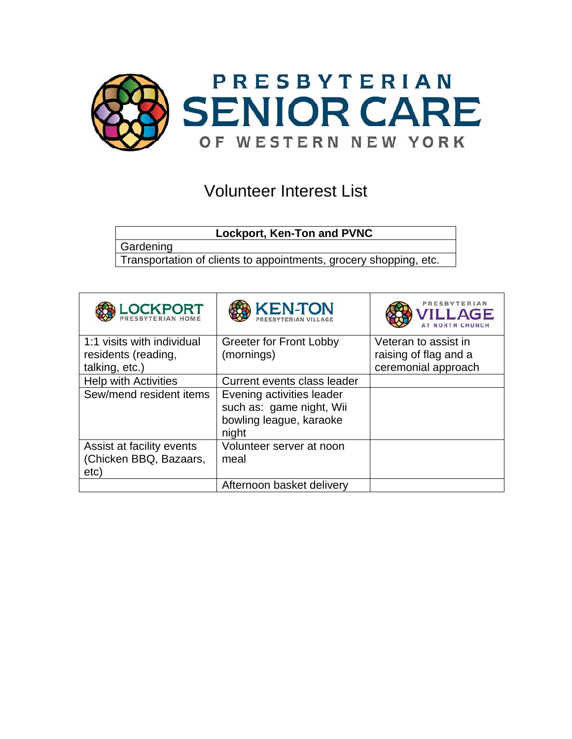# PRESBYTERIAN SENIOR CARE OF WESTERN NEW YORK

## Volunteer Interest List

| Lockport, Ken-Ton and PVNC |
|---|
| Gardening |
| Transportation of clients to appointments, grocery shopping, etc. |

| LOCKPORT PRESBYTERIAN HOME | KEN-TON PRESBYTERIAN VILLAGE | PRESBYTERIAN VILLAGE AT NORTH CHURCH |
|---|---|---|
| 1:1 visits with individual residents (reading, talking, etc.) | Greeter for Front Lobby (mornings) | Veteran to assist in raising of flag and a ceremonial approach |
| Help with Activities | Current events class leader | |
| Sew/mend resident items | Evening activities leader such as: game night, Wii bowling league, karaoke night | |
| Assist at facility events (Chicken BBQ, Bazaars, etc) | Volunteer server at noon meal | |
| | Afternoon basket delivery | |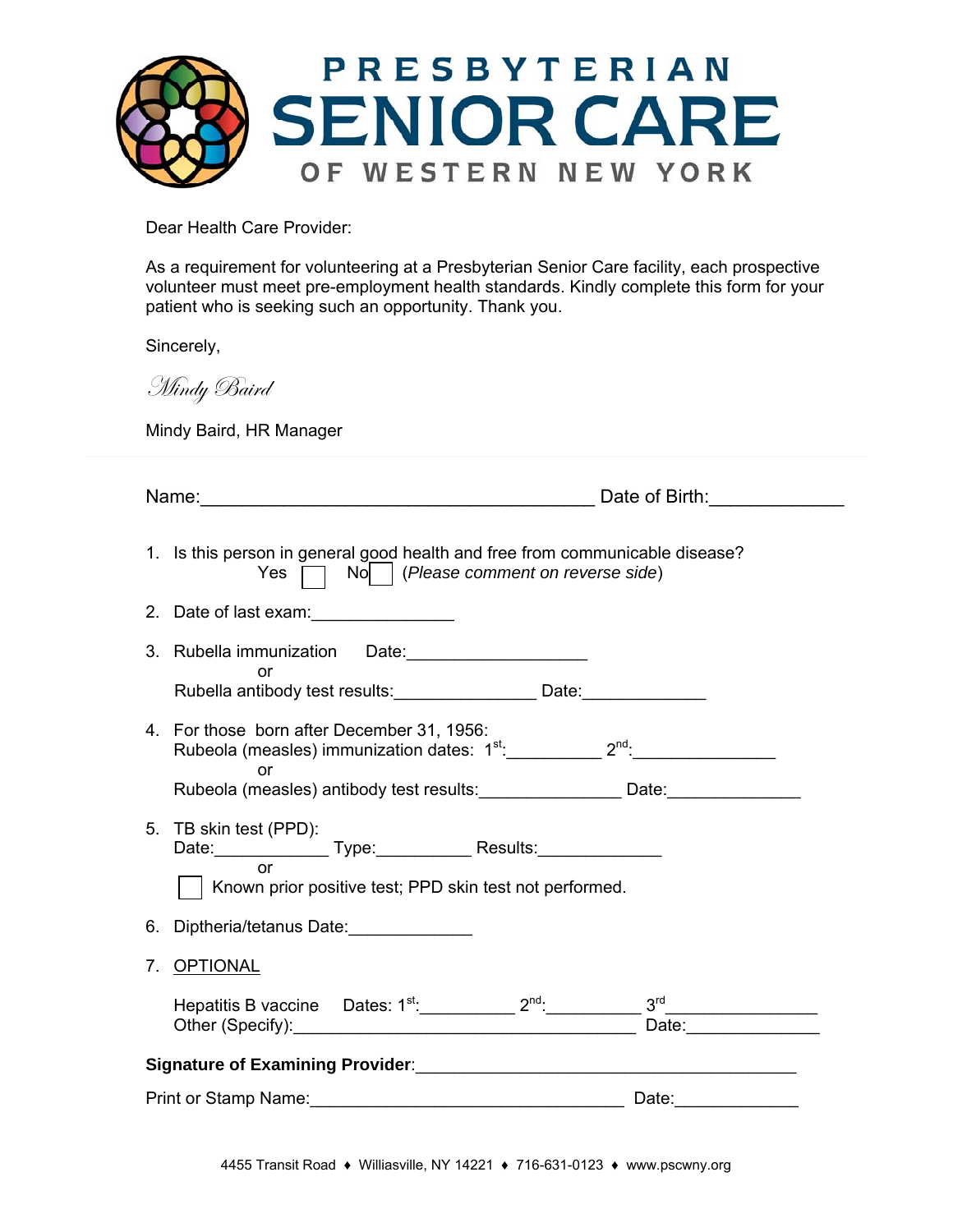# PRESBYTERIAN SENIOR CARE
## OF WESTERN NEW YORK

Dear Health Care Provider:

As a requirement for volunteering at a Presbyterian Senior Care facility, each prospective volunteer must meet pre-employment health standards. Kindly complete this form for your patient who is seeking such an opportunity. Thank you.

Sincerely,

*Mindy Baird*

Mindy Baird, HR Manager

---

Name:_______________________________________ Date of Birth:_____________

1. Is this person in general good health and free from communicable disease?
   Yes ☐ No ☐ (*Please comment on reverse side*)

2. Date of last exam:_______________

3. Rubella immunization Date:__________________
   or
   Rubella antibody test results:_______________ Date:_____________

4. For those born after December 31, 1956:
   Rubeola (measles) immunization dates: 1st:__________ 2nd:_______________
   or
   Rubeola (measles) antibody test results:_______________ Date:______________

5. TB skin test (PPD):
   Date:____________ Type:__________ Results:_____________
   or
   ☐ Known prior positive test; PPD skin test not performed.

6. Diptheria/tetanus Date:_____________

7. OPTIONAL

   Hepatitis B vaccine Dates: 1st:__________ 2nd:__________ 3rd________________
   Other (Specify):____________________________________ Date:______________

**Signature of Examining Provider**:________________________________________

Print or Stamp Name:__________________________________ Date:_____________

4455 Transit Road ♦ Williasville, NY 14221 ♦ 716-631-0123 ♦ www.pscwny.org